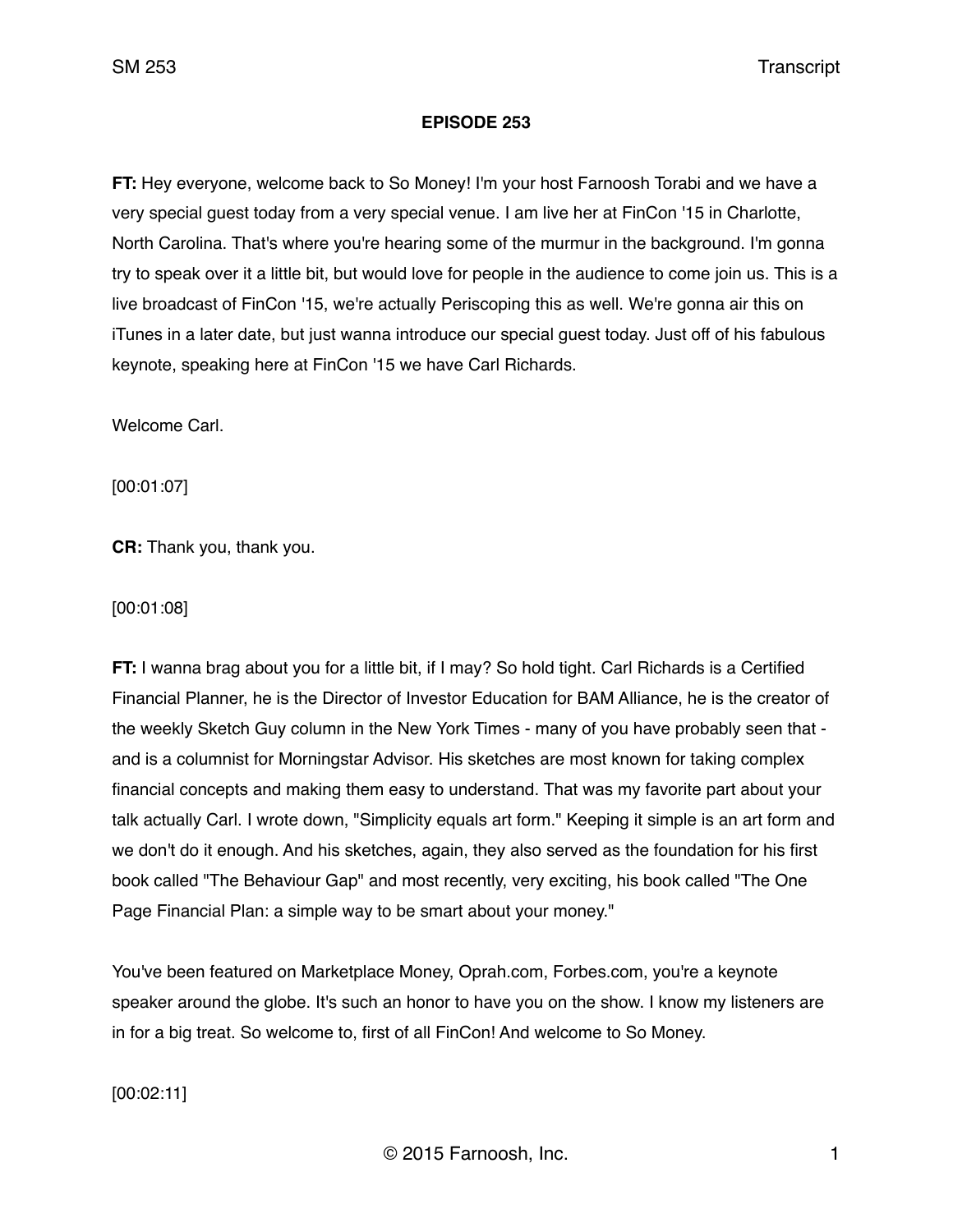**EPISODE 253**

**FT:** Hey everyone, welcome back to So Money! I'm your host Farnoosh Torabi and we have a very special guest today from a very special venue. I am live her at FinCon '15 in Charlotte, North Carolina. That's where you're hearing some of the murmur in the background. I'm gonna try to speak over it a little bit, but would love for people in the audience to come join us. This is a live broadcast of FinCon '15, we're actually Periscoping this as well. We're gonna air this on iTunes in a later date, but just wanna introduce our special guest today. Just off of his fabulous keynote, speaking here at FinCon '15 we have Carl Richards.

Welcome Carl.

[00:01:07]

**CR:** Thank you, thank you.

[00:01:08]

**FT:** I wanna brag about you for a little bit, if I may? So hold tight. Carl Richards is a Certified Financial Planner, he is the Director of Investor Education for BAM Alliance, he is the creator of the weekly Sketch Guy column in the New York Times - many of you have probably seen that - and is a columnist for Morningstar Advisor. His sketches are most known for taking complex financial concepts and making them easy to understand. That was my favorite part about your talk actually Carl. I wrote down, "Simplicity equals art form." Keeping it simple is an art form and we don't do it enough. And his sketches, again, they also served as the foundation for his first book called "The Behaviour Gap" and most recently, very exciting, his book called "The One Page Financial Plan: a simple way to be smart about your money."

You've been featured on Marketplace Money, Oprah.com, Forbes.com, you're a keynote speaker around the globe. It's such an honor to have you on the show. I know my listeners are in for a big treat. So welcome to, first of all FinCon! And welcome to So Money.

[00:02:11]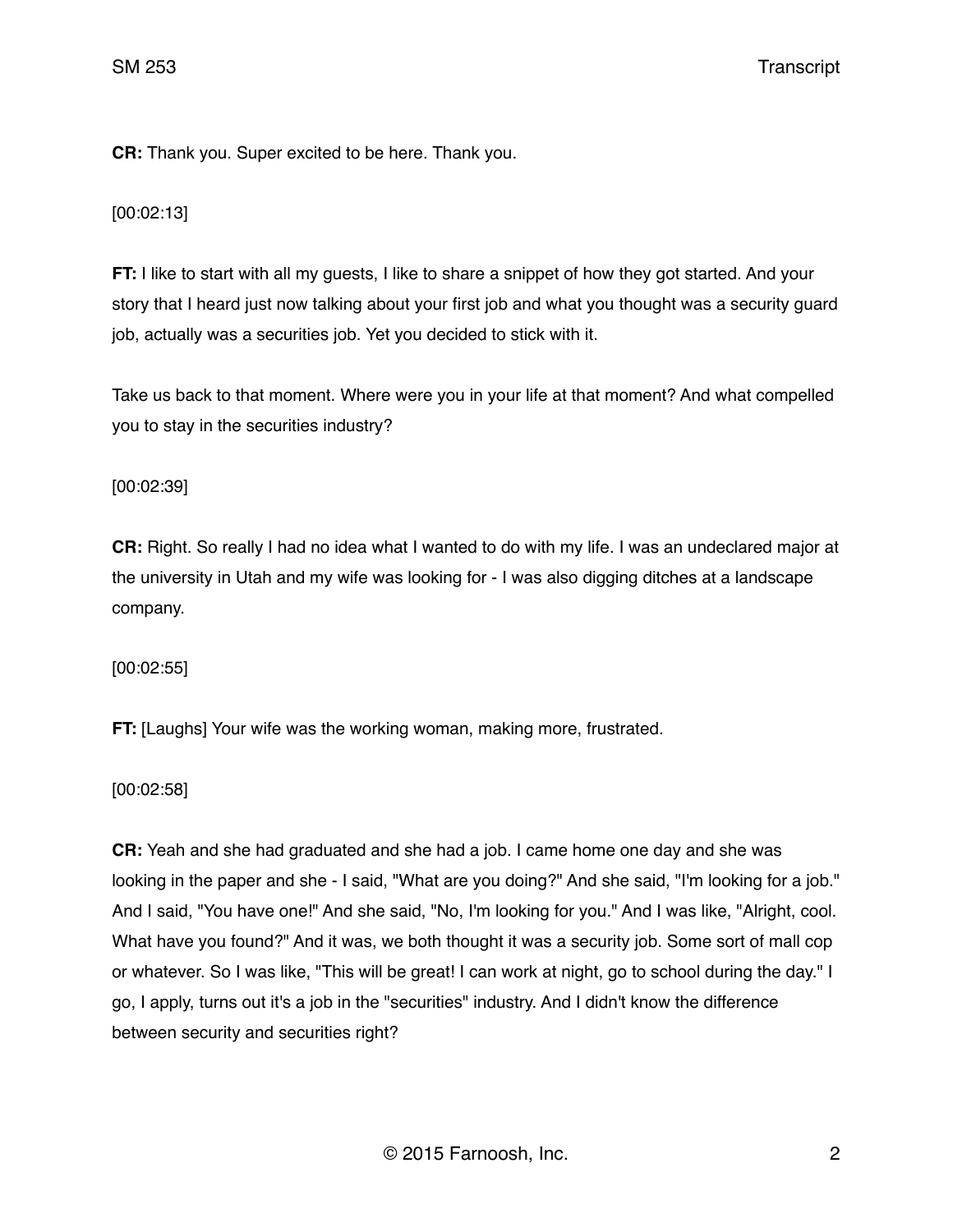**CR:** Thank you. Super excited to be here. Thank you.

[00:02:13]

**FT:** I like to start with all my guests, I like to share a snippet of how they got started. And your story that I heard just now talking about your first job and what you thought was a security guard job, actually was a securities job. Yet you decided to stick with it.

Take us back to that moment. Where were you in your life at that moment? And what compelled you to stay in the securities industry?

[00:02:39]

**CR:** Right. So really I had no idea what I wanted to do with my life. I was an undeclared major at the university in Utah and my wife was looking for - I was also digging ditches at a landscape company.

[00:02:55]

**FT:** [Laughs] Your wife was the working woman, making more, frustrated.

[00:02:58]

**CR:** Yeah and she had graduated and she had a job. I came home one day and she was looking in the paper and she - I said, "What are you doing?" And she said, "I'm looking for a job." And I said, "You have one!" And she said, "No, I'm looking for you." And I was like, "Alright, cool. What have you found?" And it was, we both thought it was a security job. Some sort of mall cop or whatever. So I was like, "This will be great! I can work at night, go to school during the day." I go, I apply, turns out it's a job in the "securities" industry. And I didn't know the difference between security and securities right?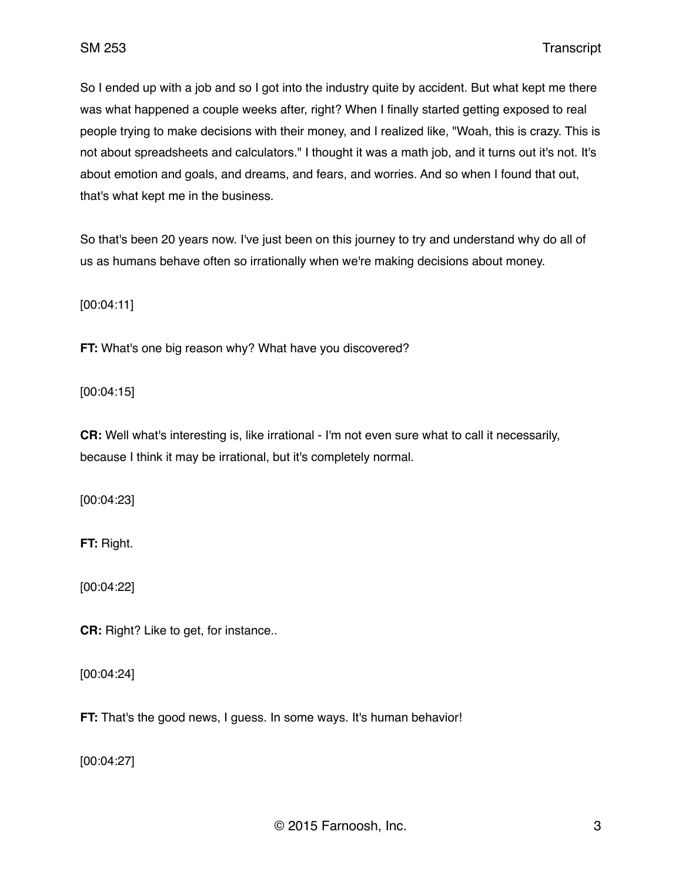So I ended up with a job and so I got into the industry quite by accident. But what kept me there was what happened a couple weeks after, right? When I finally started getting exposed to real people trying to make decisions with their money, and I realized like, "Woah, this is crazy. This is not about spreadsheets and calculators." I thought it was a math job, and it turns out it's not. It's about emotion and goals, and dreams, and fears, and worries. And so when I found that out, that's what kept me in the business.

So that's been 20 years now. I've just been on this journey to try and understand why do all of us as humans behave often so irrationally when we're making decisions about money.

[00:04:11]

**FT:** What's one big reason why? What have you discovered?

[00:04:15]

**CR:** Well what's interesting is, like irrational - I'm not even sure what to call it necessarily, because I think it may be irrational, but it's completely normal.

[00:04:23]

**FT:** Right.

[00:04:22]

**CR:** Right? Like to get, for instance..

[00:04:24]

**FT:** That's the good news, I guess. In some ways. It's human behavior!

[00:04:27]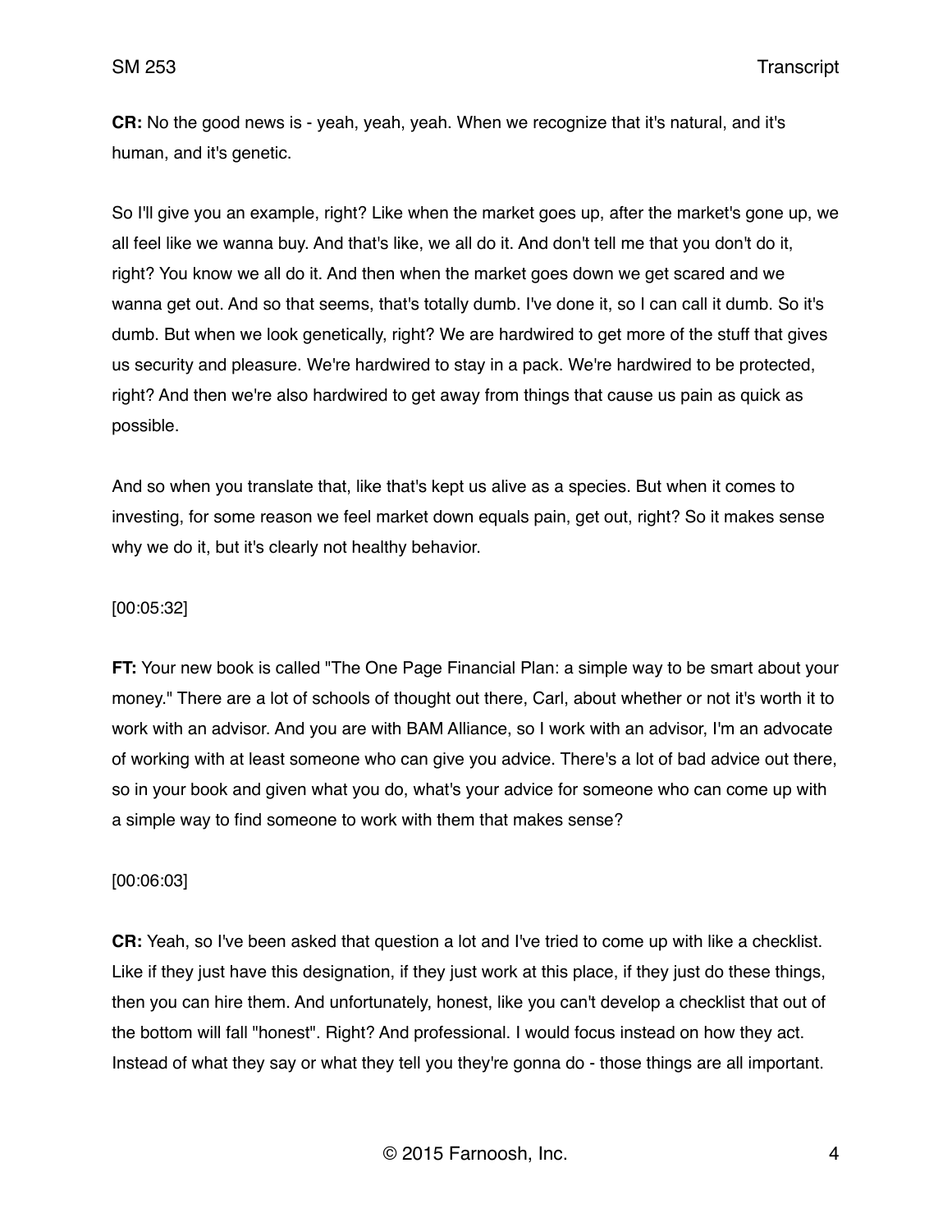**CR:** No the good news is - yeah, yeah, yeah. When we recognize that it's natural, and it's human, and it's genetic.

So I'll give you an example, right? Like when the market goes up, after the market's gone up, we all feel like we wanna buy. And that's like, we all do it. And don't tell me that you don't do it, right? You know we all do it. And then when the market goes down we get scared and we wanna get out. And so that seems, that's totally dumb. I've done it, so I can call it dumb. So it's dumb. But when we look genetically, right? We are hardwired to get more of the stuff that gives us security and pleasure. We're hardwired to stay in a pack. We're hardwired to be protected, right? And then we're also hardwired to get away from things that cause us pain as quick as possible.

And so when you translate that, like that's kept us alive as a species. But when it comes to investing, for some reason we feel market down equals pain, get out, right? So it makes sense why we do it, but it's clearly not healthy behavior.

[00:05:32]

**FT:** Your new book is called "The One Page Financial Plan: a simple way to be smart about your money." There are a lot of schools of thought out there, Carl, about whether or not it's worth it to work with an advisor. And you are with BAM Alliance, so I work with an advisor, I'm an advocate of working with at least someone who can give you advice. There's a lot of bad advice out there, so in your book and given what you do, what's your advice for someone who can come up with a simple way to find someone to work with them that makes sense?

[00:06:03]

**CR:** Yeah, so I've been asked that question a lot and I've tried to come up with like a checklist. Like if they just have this designation, if they just work at this place, if they just do these things, then you can hire them. And unfortunately, honest, like you can't develop a checklist that out of the bottom will fall "honest". Right? And professional. I would focus instead on how they act. Instead of what they say or what they tell you they're gonna do - those things are all important.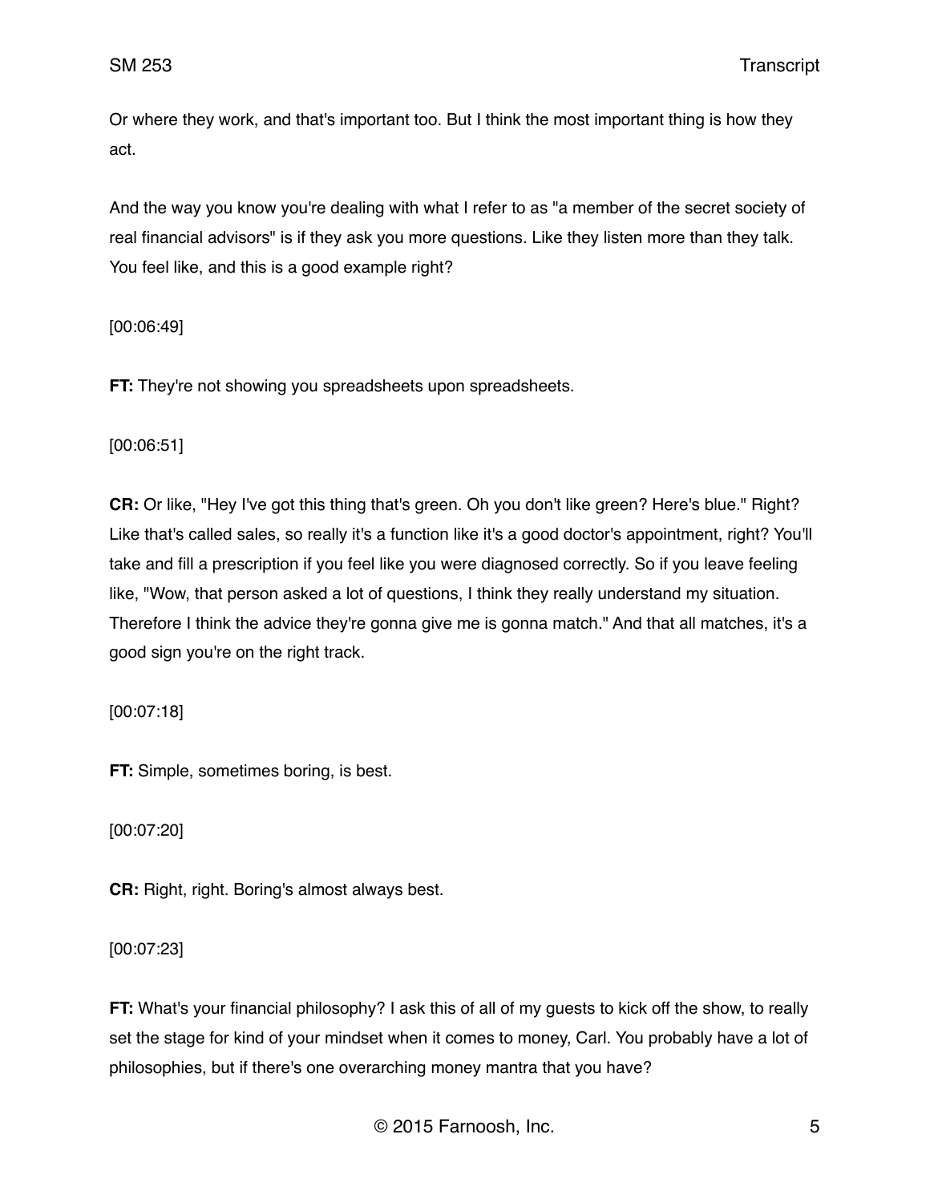Or where they work, and that's important too. But I think the most important thing is how they act.

And the way you know you're dealing with what I refer to as "a member of the secret society of real financial advisors" is if they ask you more questions. Like they listen more than they talk. You feel like, and this is a good example right?

[00:06:49]

**FT:** They're not showing you spreadsheets upon spreadsheets.

[00:06:51]

**CR:** Or like, "Hey I've got this thing that's green. Oh you don't like green? Here's blue." Right? Like that's called sales, so really it's a function like it's a good doctor's appointment, right? You'll take and fill a prescription if you feel like you were diagnosed correctly. So if you leave feeling like, "Wow, that person asked a lot of questions, I think they really understand my situation. Therefore I think the advice they're gonna give me is gonna match." And that all matches, it's a good sign you're on the right track.

[00:07:18]

**FT:** Simple, sometimes boring, is best.

[00:07:20]

**CR:** Right, right. Boring's almost always best.

[00:07:23]

**FT:** What's your financial philosophy? I ask this of all of my guests to kick off the show, to really set the stage for kind of your mindset when it comes to money, Carl. You probably have a lot of philosophies, but if there's one overarching money mantra that you have?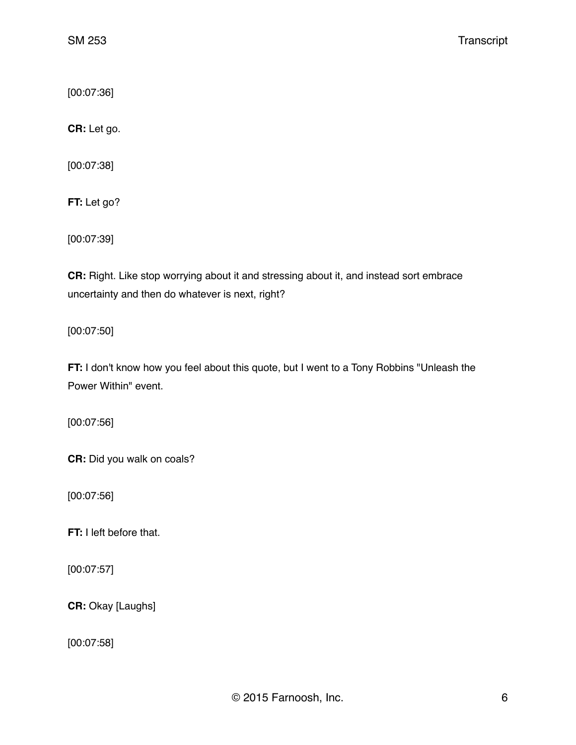[00:07:36]

**CR:** Let go.

[00:07:38]

**FT:** Let go?

[00:07:39]

**CR:** Right. Like stop worrying about it and stressing about it, and instead sort embrace uncertainty and then do whatever is next, right?

[00:07:50]

**FT:** I don't know how you feel about this quote, but I went to a Tony Robbins "Unleash the Power Within" event.

[00:07:56]

**CR:** Did you walk on coals?

[00:07:56]

**FT:** I left before that.

[00:07:57]

**CR:** Okay [Laughs]

[00:07:58]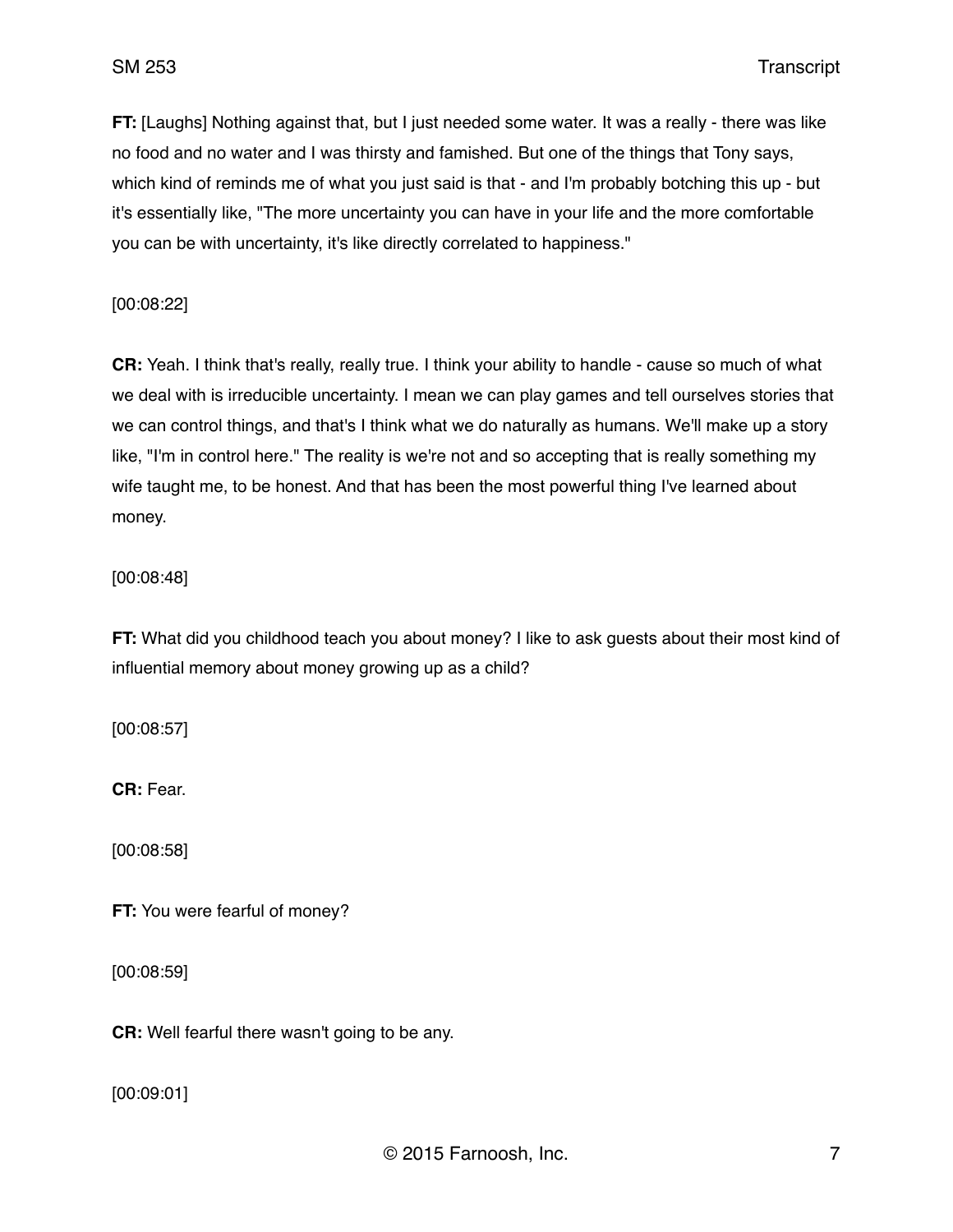**FT:** [Laughs] Nothing against that, but I just needed some water. It was a really - there was like no food and no water and I was thirsty and famished. But one of the things that Tony says, which kind of reminds me of what you just said is that - and I'm probably botching this up - but it's essentially like, "The more uncertainty you can have in your life and the more comfortable you can be with uncertainty, it's like directly correlated to happiness."

[00:08:22]

**CR:** Yeah. I think that's really, really true. I think your ability to handle - cause so much of what we deal with is irreducible uncertainty. I mean we can play games and tell ourselves stories that we can control things, and that's I think what we do naturally as humans. We'll make up a story like, "I'm in control here." The reality is we're not and so accepting that is really something my wife taught me, to be honest. And that has been the most powerful thing I've learned about money.

[00:08:48]

**FT:** What did you childhood teach you about money? I like to ask guests about their most kind of influential memory about money growing up as a child?

[00:08:57]

**CR:** Fear.

[00:08:58]

**FT:** You were fearful of money?

[00:08:59]

**CR:** Well fearful there wasn't going to be any.

[00:09:01]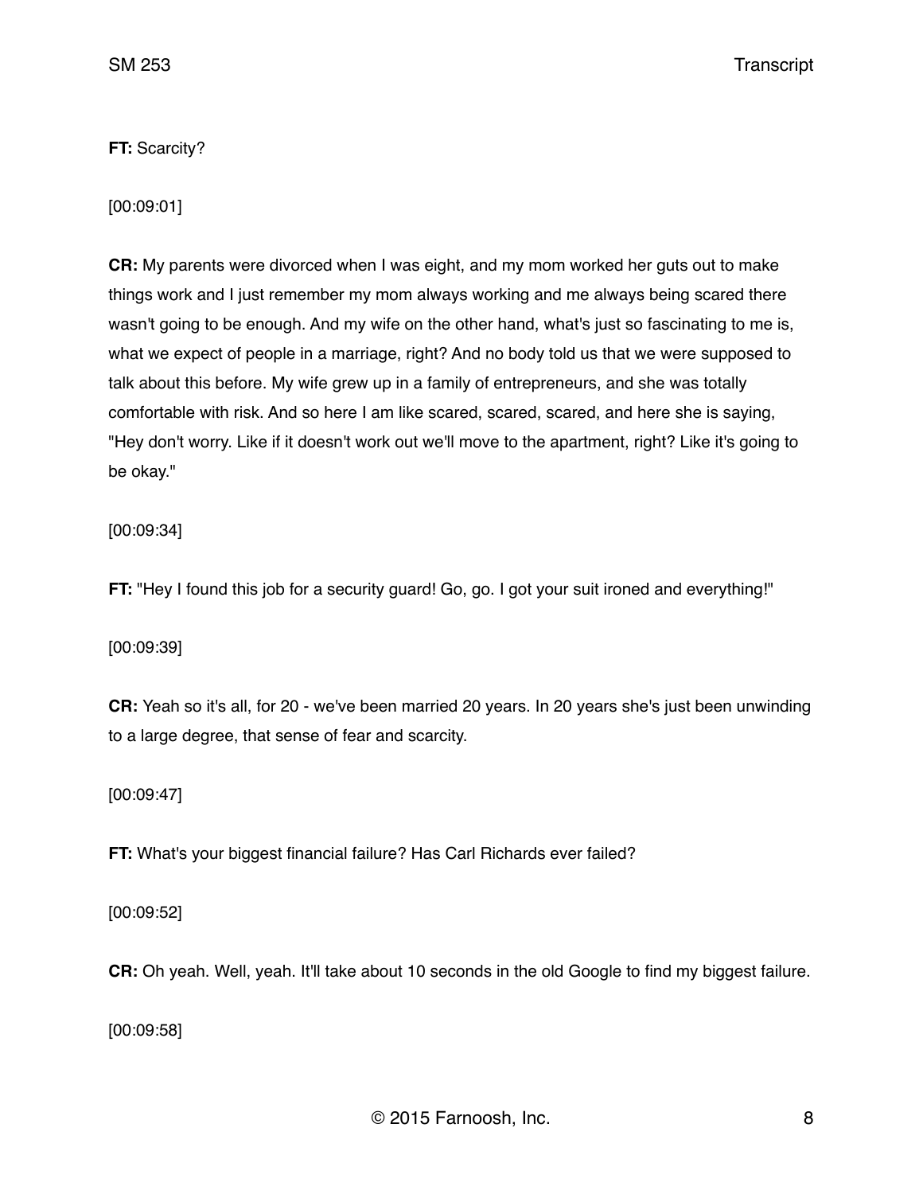**FT:** Scarcity?

[00:09:01]

**CR:** My parents were divorced when I was eight, and my mom worked her guts out to make things work and I just remember my mom always working and me always being scared there wasn't going to be enough. And my wife on the other hand, what's just so fascinating to me is, what we expect of people in a marriage, right? And no body told us that we were supposed to talk about this before. My wife grew up in a family of entrepreneurs, and she was totally comfortable with risk. And so here I am like scared, scared, scared, and here she is saying, "Hey don't worry. Like if it doesn't work out we'll move to the apartment, right? Like it's going to be okay."

[00:09:34]

**FT:** "Hey I found this job for a security guard! Go, go. I got your suit ironed and everything!"

[00:09:39]

**CR:** Yeah so it's all, for 20 - we've been married 20 years. In 20 years she's just been unwinding to a large degree, that sense of fear and scarcity.

[00:09:47]

**FT:** What's your biggest financial failure? Has Carl Richards ever failed?

[00:09:52]

**CR:** Oh yeah. Well, yeah. It'll take about 10 seconds in the old Google to find my biggest failure.

[00:09:58]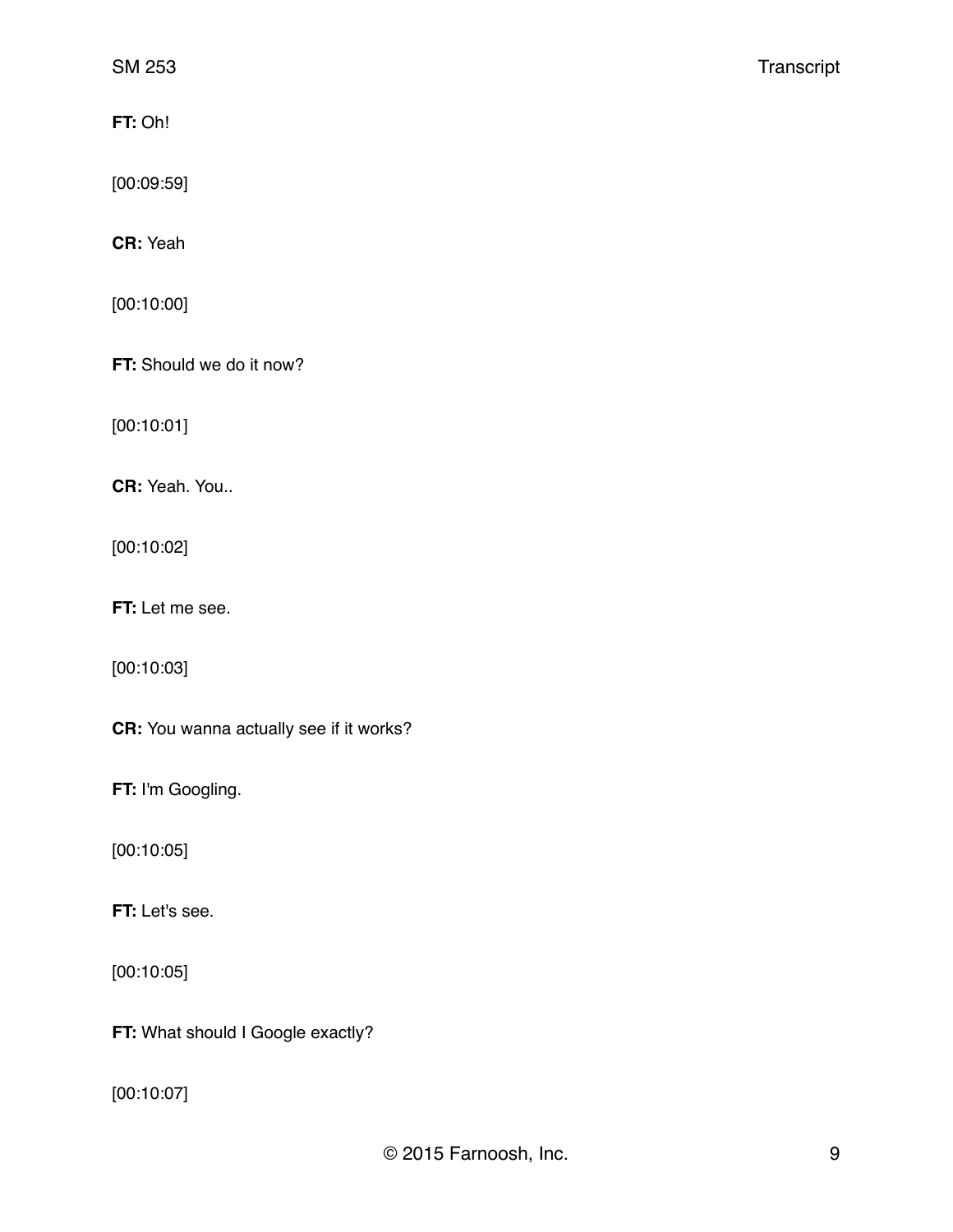**FT:** Oh!

[00:09:59]

**CR:** Yeah

[00:10:00]

**FT:** Should we do it now?

[00:10:01]

**CR:** Yeah. You..

[00:10:02]

**FT:** Let me see.

[00:10:03]

**CR:** You wanna actually see if it works?

**FT:** I'm Googling.

[00:10:05]

**FT:** Let's see.

[00:10:05]

**FT:** What should I Google exactly?

[00:10:07]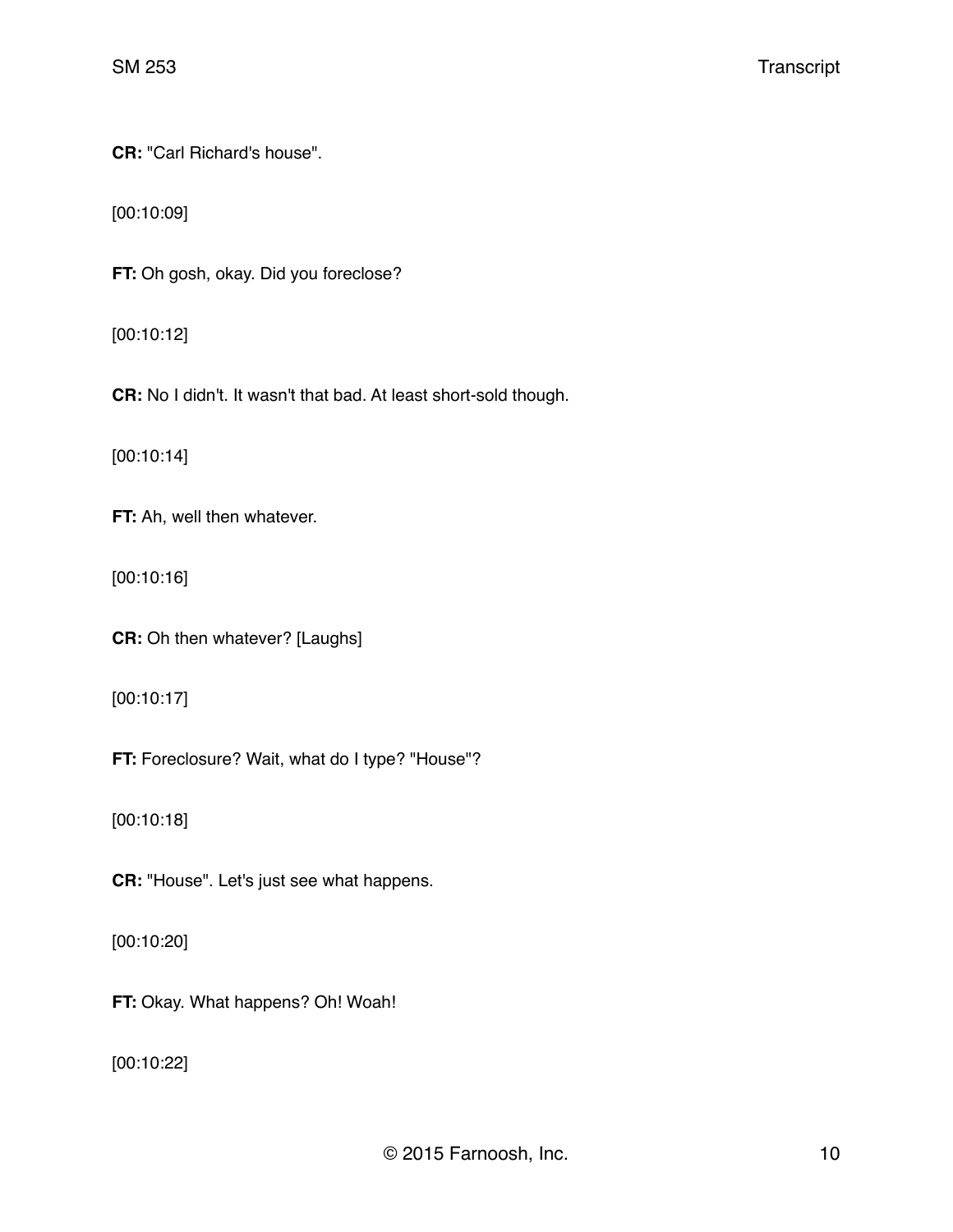**CR:** "Carl Richard's house".

[00:10:09]

**FT:** Oh gosh, okay. Did you foreclose?

[00:10:12]

**CR:** No I didn't. It wasn't that bad. At least short-sold though.

[00:10:14]

**FT:** Ah, well then whatever.

[00:10:16]

**CR:** Oh then whatever? [Laughs]

[00:10:17]

**FT:** Foreclosure? Wait, what do I type? "House"?

[00:10:18]

**CR:** "House". Let's just see what happens.

[00:10:20]

**FT:** Okay. What happens? Oh! Woah!

[00:10:22]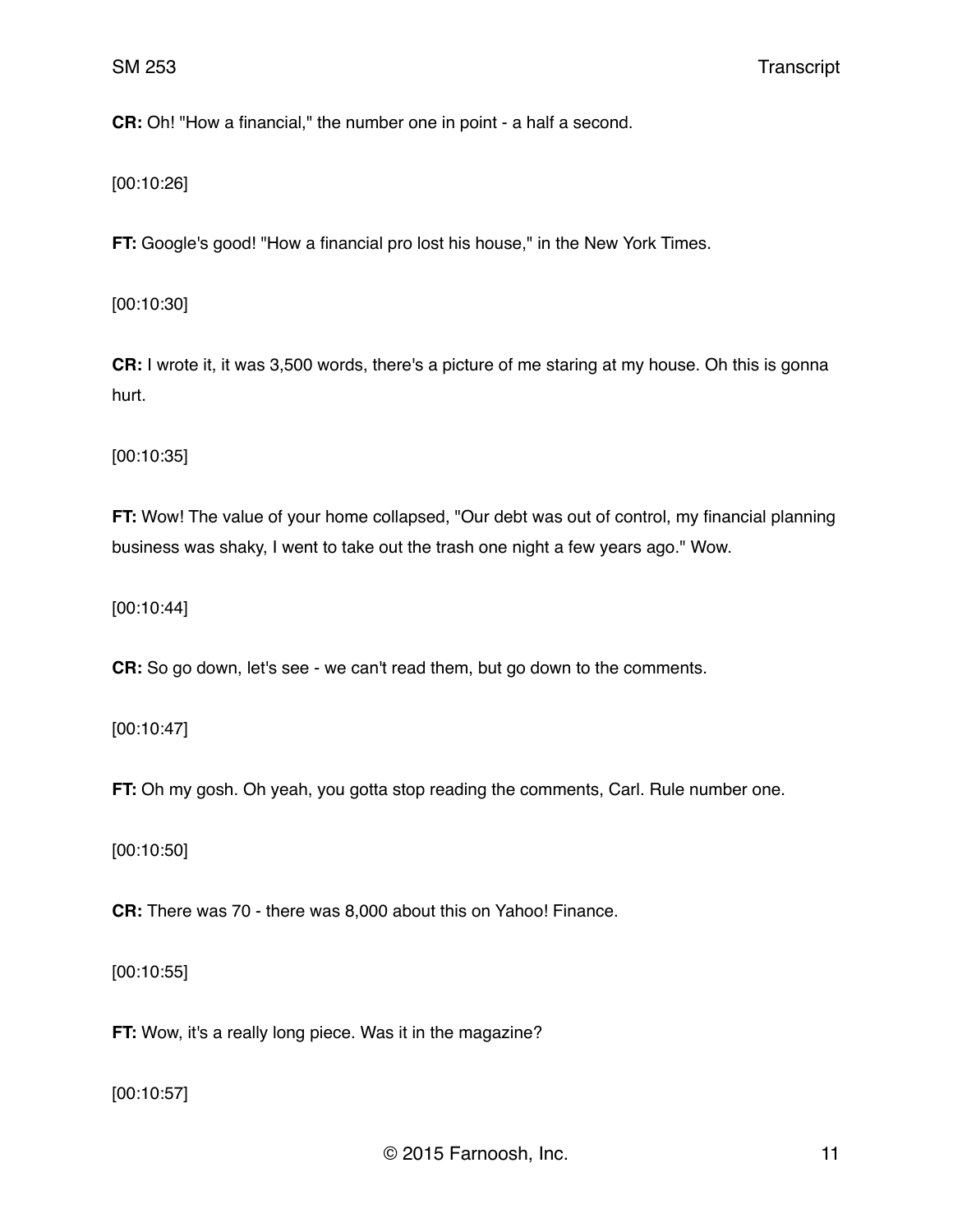**CR:** Oh! "How a financial," the number one in point - a half a second.

[00:10:26]

**FT:** Google's good! "How a financial pro lost his house," in the New York Times.

[00:10:30]

**CR:** I wrote it, it was 3,500 words, there's a picture of me staring at my house. Oh this is gonna hurt.

[00:10:35]

**FT:** Wow! The value of your home collapsed, "Our debt was out of control, my financial planning business was shaky, I went to take out the trash one night a few years ago." Wow.

[00:10:44]

**CR:** So go down, let's see - we can't read them, but go down to the comments.

[00:10:47]

**FT:** Oh my gosh. Oh yeah, you gotta stop reading the comments, Carl. Rule number one.

[00:10:50]

**CR:** There was 70 - there was 8,000 about this on Yahoo! Finance.

[00:10:55]

**FT:** Wow, it's a really long piece. Was it in the magazine?

[00:10:57]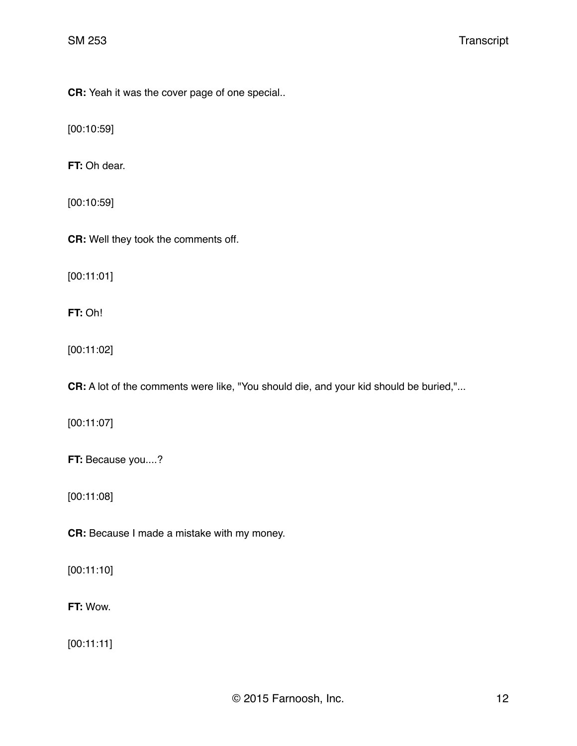**CR:** Yeah it was the cover page of one special..

[00:10:59]

**FT:** Oh dear.

[00:10:59]

**CR:** Well they took the comments off.

[00:11:01]

**FT:** Oh!

[00:11:02]

**CR:** A lot of the comments were like, "You should die, and your kid should be buried,"...

[00:11:07]

**FT:** Because you....?

[00:11:08]

**CR:** Because I made a mistake with my money.

[00:11:10]

**FT:** Wow.

[00:11:11]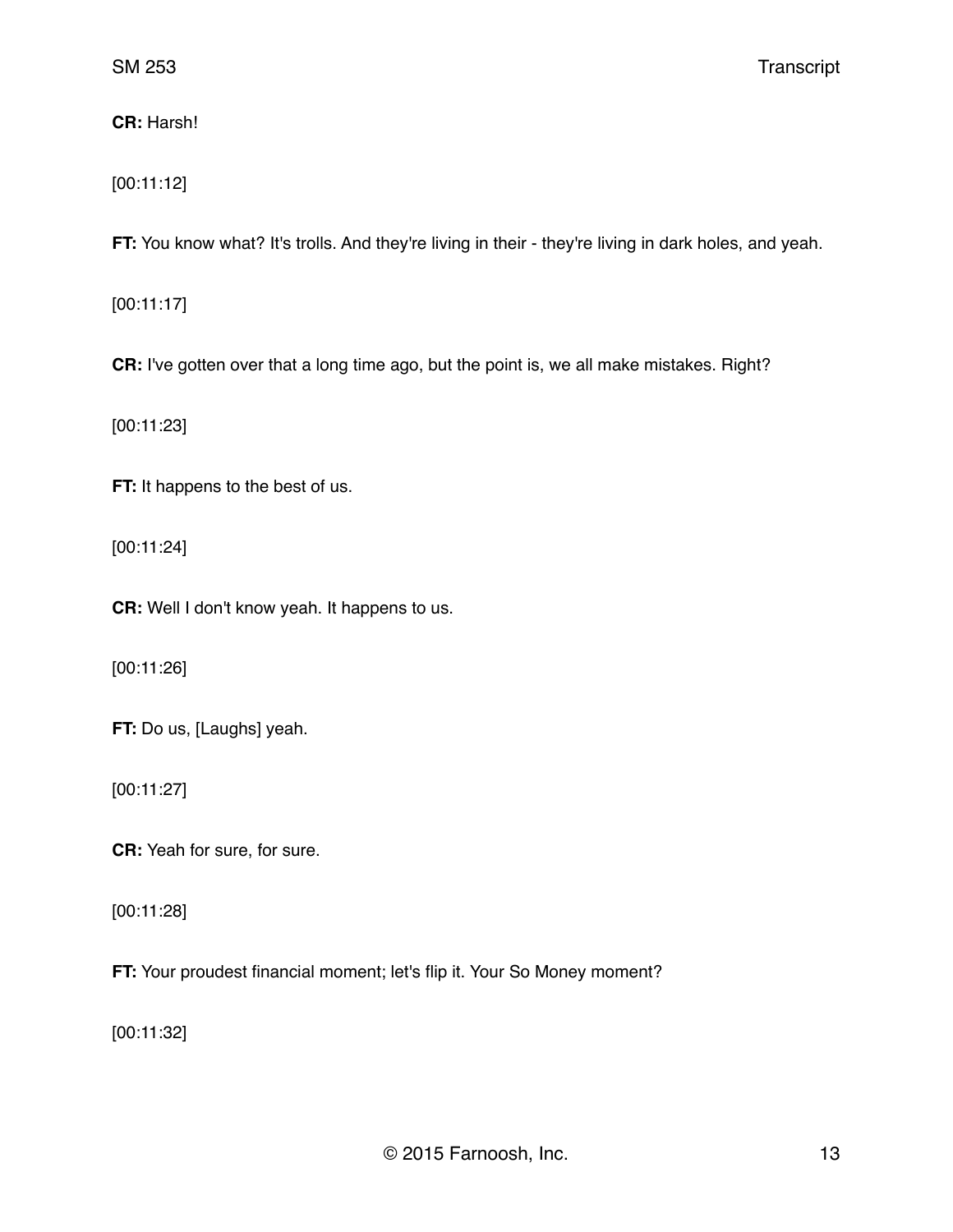**CR:** Harsh!

[00:11:12]

**FT:** You know what? It's trolls. And they're living in their - they're living in dark holes, and yeah.

[00:11:17]

**CR:** I've gotten over that a long time ago, but the point is, we all make mistakes. Right?

[00:11:23]

**FT:** It happens to the best of us.

[00:11:24]

**CR:** Well I don't know yeah. It happens to us.

[00:11:26]

**FT:** Do us, [Laughs] yeah.

[00:11:27]

**CR:** Yeah for sure, for sure.

[00:11:28]

**FT:** Your proudest financial moment; let's flip it. Your So Money moment?

[00:11:32]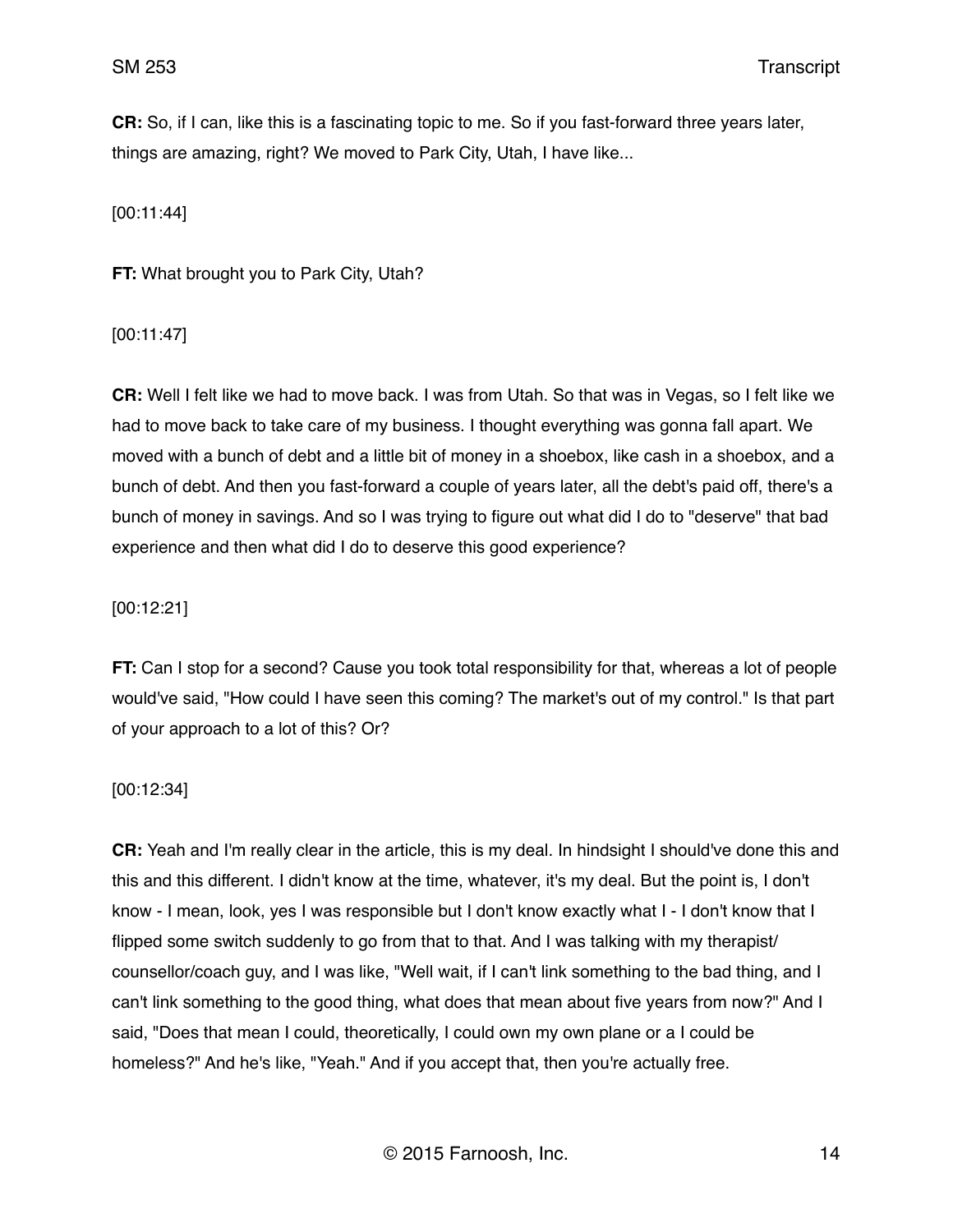**CR:** So, if I can, like this is a fascinating topic to me. So if you fast-forward three years later, things are amazing, right? We moved to Park City, Utah, I have like...

[00:11:44]

**FT:** What brought you to Park City, Utah?

[00:11:47]

**CR:** Well I felt like we had to move back. I was from Utah. So that was in Vegas, so I felt like we had to move back to take care of my business. I thought everything was gonna fall apart. We moved with a bunch of debt and a little bit of money in a shoebox, like cash in a shoebox, and a bunch of debt. And then you fast-forward a couple of years later, all the debt's paid off, there's a bunch of money in savings. And so I was trying to figure out what did I do to "deserve" that bad experience and then what did I do to deserve this good experience?

[00:12:21]

**FT:** Can I stop for a second? Cause you took total responsibility for that, whereas a lot of people would've said, "How could I have seen this coming? The market's out of my control." Is that part of your approach to a lot of this? Or?

[00:12:34]

**CR:** Yeah and I'm really clear in the article, this is my deal. In hindsight I should've done this and this and this different. I didn't know at the time, whatever, it's my deal. But the point is, I don't know - I mean, look, yes I was responsible but I don't know exactly what I - I don't know that I flipped some switch suddenly to go from that to that. And I was talking with my therapist/counsellor/coach guy, and I was like, "Well wait, if I can't link something to the bad thing, and I can't link something to the good thing, what does that mean about five years from now?" And I said, "Does that mean I could, theoretically, I could own my own plane or a I could be homeless?" And he's like, "Yeah." And if you accept that, then you're actually free.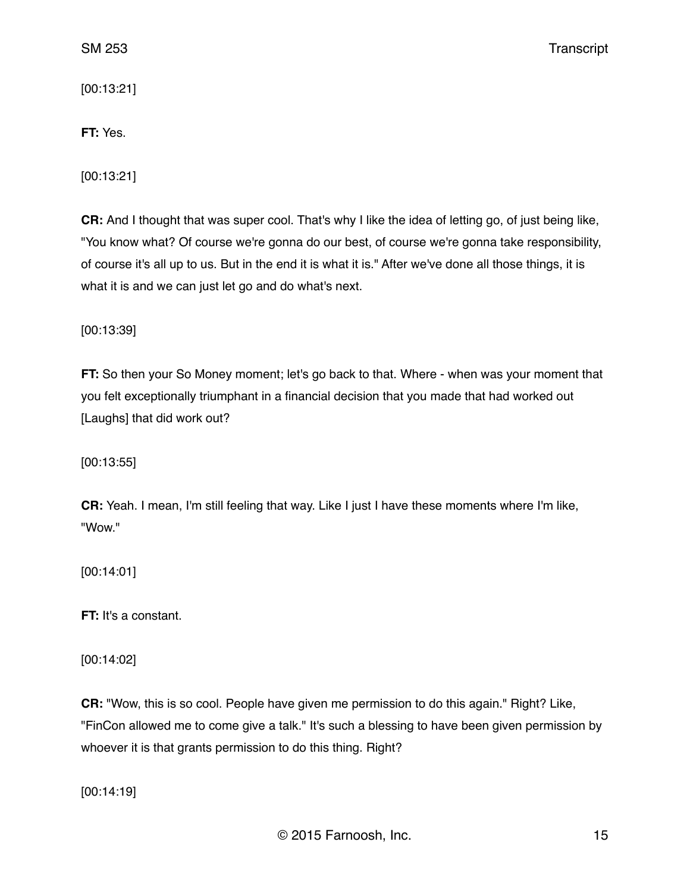[00:13:21]

**FT:** Yes.

[00:13:21]

**CR:** And I thought that was super cool. That's why I like the idea of letting go, of just being like, "You know what? Of course we're gonna do our best, of course we're gonna take responsibility, of course it's all up to us. But in the end it is what it is." After we've done all those things, it is what it is and we can just let go and do what's next.

[00:13:39]

**FT:** So then your So Money moment; let's go back to that. Where - when was your moment that you felt exceptionally triumphant in a financial decision that you made that had worked out [Laughs] that did work out?

[00:13:55]

**CR:** Yeah. I mean, I'm still feeling that way. Like I just I have these moments where I'm like, "Wow."

[00:14:01]

**FT:** It's a constant.

[00:14:02]

**CR:** "Wow, this is so cool. People have given me permission to do this again." Right? Like, "FinCon allowed me to come give a talk." It's such a blessing to have been given permission by whoever it is that grants permission to do this thing. Right?

[00:14:19]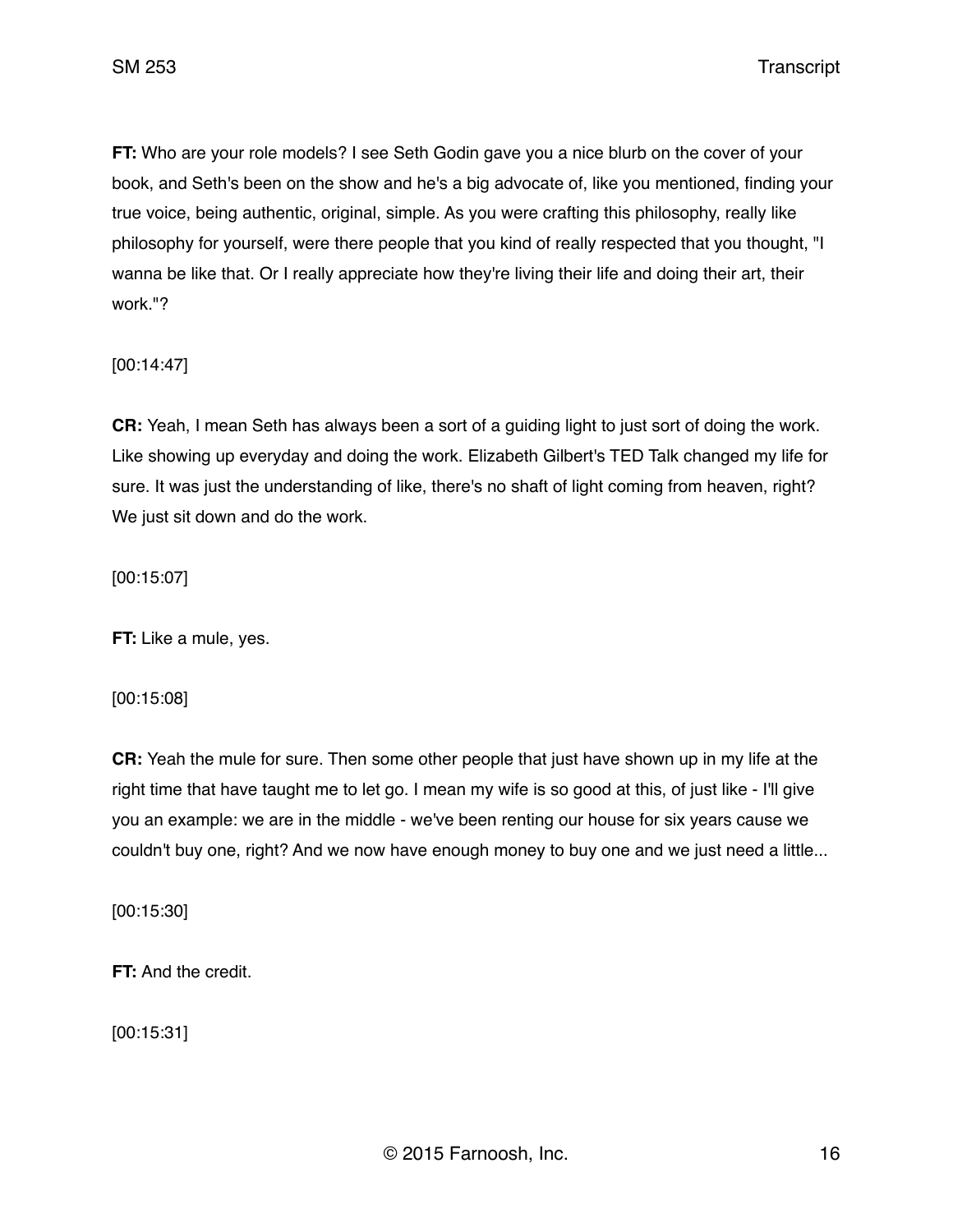**FT:** Who are your role models? I see Seth Godin gave you a nice blurb on the cover of your book, and Seth's been on the show and he's a big advocate of, like you mentioned, finding your true voice, being authentic, original, simple. As you were crafting this philosophy, really like philosophy for yourself, were there people that you kind of really respected that you thought, "I wanna be like that. Or I really appreciate how they're living their life and doing their art, their work."?

[00:14:47]

**CR:** Yeah, I mean Seth has always been a sort of a guiding light to just sort of doing the work. Like showing up everyday and doing the work. Elizabeth Gilbert's TED Talk changed my life for sure. It was just the understanding of like, there's no shaft of light coming from heaven, right? We just sit down and do the work.

[00:15:07]

**FT:** Like a mule, yes.

[00:15:08]

**CR:** Yeah the mule for sure. Then some other people that just have shown up in my life at the right time that have taught me to let go. I mean my wife is so good at this, of just like - I'll give you an example: we are in the middle - we've been renting our house for six years cause we couldn't buy one, right? And we now have enough money to buy one and we just need a little...

[00:15:30]

**FT:** And the credit.

[00:15:31]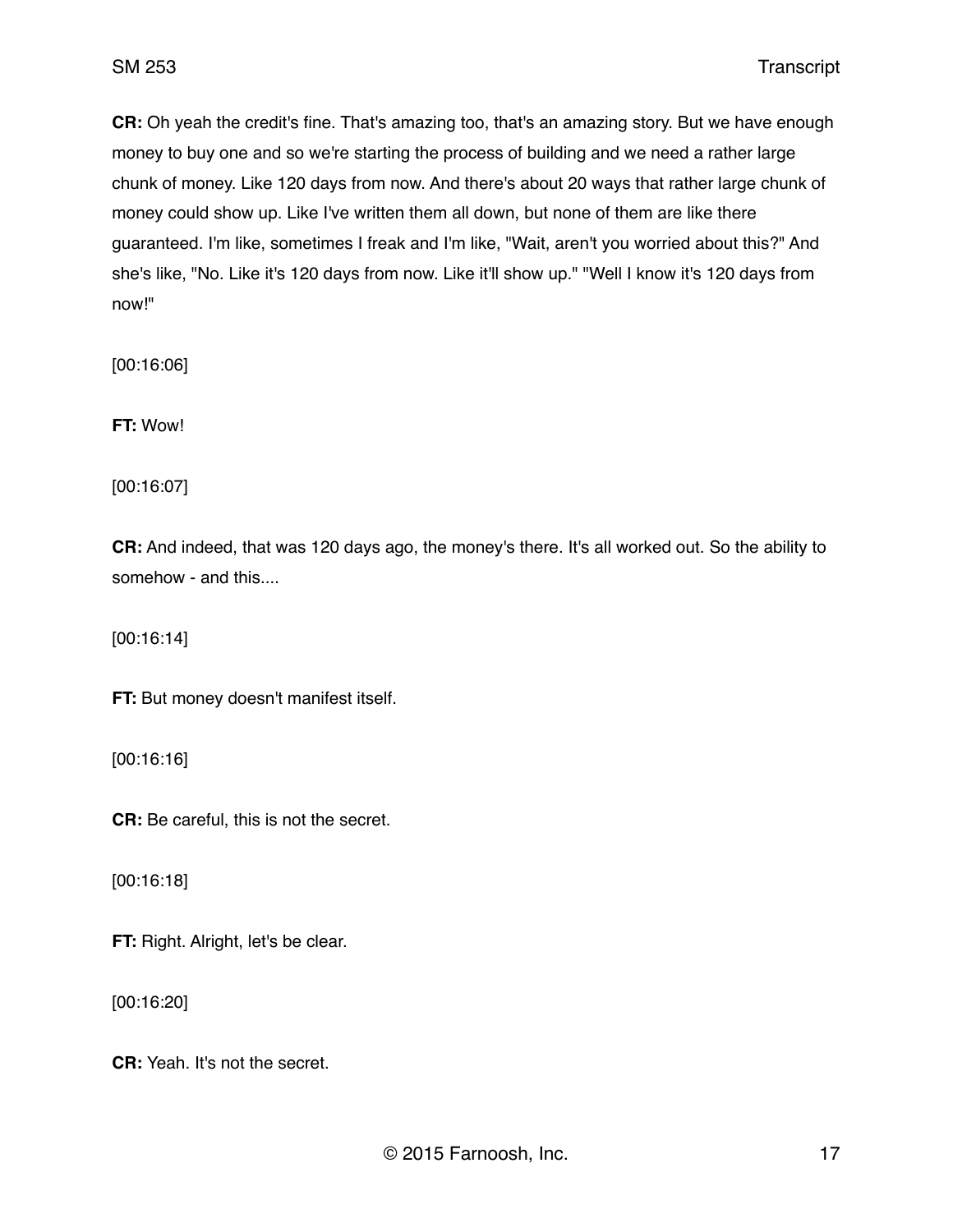**CR:** Oh yeah the credit's fine. That's amazing too, that's an amazing story. But we have enough money to buy one and so we're starting the process of building and we need a rather large chunk of money. Like 120 days from now. And there's about 20 ways that rather large chunk of money could show up. Like I've written them all down, but none of them are like there guaranteed. I'm like, sometimes I freak and I'm like, "Wait, aren't you worried about this?" And she's like, "No. Like it's 120 days from now. Like it'll show up." "Well I know it's 120 days from now!"

[00:16:06]

**FT:** Wow!

[00:16:07]

**CR:** And indeed, that was 120 days ago, the money's there. It's all worked out. So the ability to somehow - and this....

[00:16:14]

**FT:** But money doesn't manifest itself.

[00:16:16]

**CR:** Be careful, this is not the secret.

[00:16:18]

**FT:** Right. Alright, let's be clear.

[00:16:20]

**CR:** Yeah. It's not the secret.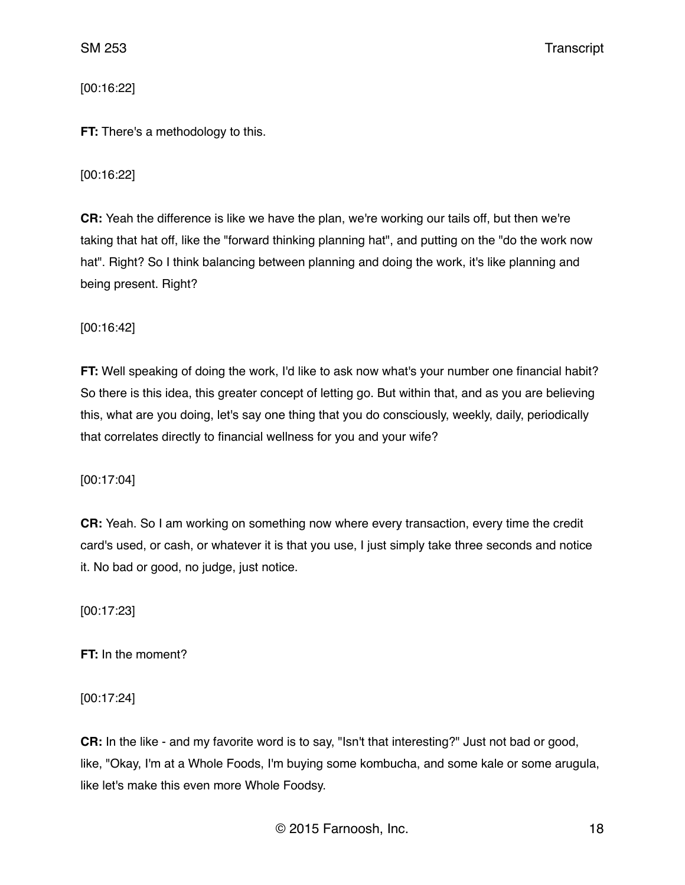[00:16:22]

**FT:** There's a methodology to this.

[00:16:22]

**CR:** Yeah the difference is like we have the plan, we're working our tails off, but then we're taking that hat off, like the "forward thinking planning hat", and putting on the "do the work now hat". Right? So I think balancing between planning and doing the work, it's like planning and being present. Right?

[00:16:42]

**FT:** Well speaking of doing the work, I'd like to ask now what's your number one financial habit? So there is this idea, this greater concept of letting go. But within that, and as you are believing this, what are you doing, let's say one thing that you do consciously, weekly, daily, periodically that correlates directly to financial wellness for you and your wife?

[00:17:04]

**CR:** Yeah. So I am working on something now where every transaction, every time the credit card's used, or cash, or whatever it is that you use, I just simply take three seconds and notice it. No bad or good, no judge, just notice.

[00:17:23]

**FT:** In the moment?

[00:17:24]

**CR:** In the like - and my favorite word is to say, "Isn't that interesting?" Just not bad or good, like, "Okay, I'm at a Whole Foods, I'm buying some kombucha, and some kale or some arugula, like let's make this even more Whole Foodsy.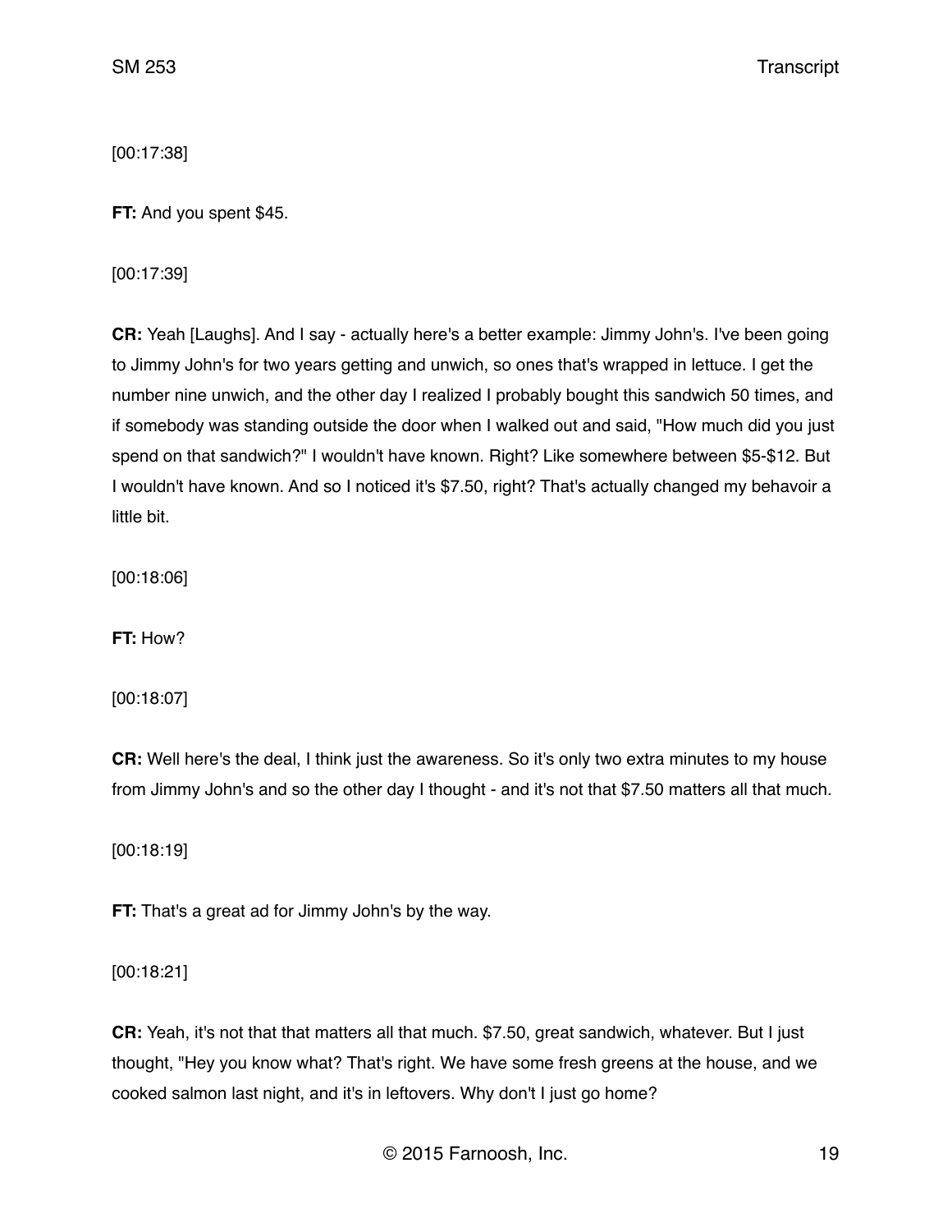[00:17:38]

**FT:** And you spent $45.

[00:17:39]

**CR:** Yeah [Laughs]. And I say - actually here's a better example: Jimmy John's. I've been going to Jimmy John's for two years getting and unwich, so ones that's wrapped in lettuce. I get the number nine unwich, and the other day I realized I probably bought this sandwich 50 times, and if somebody was standing outside the door when I walked out and said, "How much did you just spend on that sandwich?" I wouldn't have known. Right? Like somewhere between $5-$12. But I wouldn't have known. And so I noticed it's $7.50, right? That's actually changed my behavoir a little bit.

[00:18:06]

**FT:** How?

[00:18:07]

**CR:** Well here's the deal, I think just the awareness. So it's only two extra minutes to my house from Jimmy John's and so the other day I thought - and it's not that $7.50 matters all that much.

[00:18:19]

**FT:** That's a great ad for Jimmy John's by the way.

[00:18:21]

**CR:** Yeah, it's not that that matters all that much. $7.50, great sandwich, whatever. But I just thought, "Hey you know what? That's right. We have some fresh greens at the house, and we cooked salmon last night, and it's in leftovers. Why don't I just go home?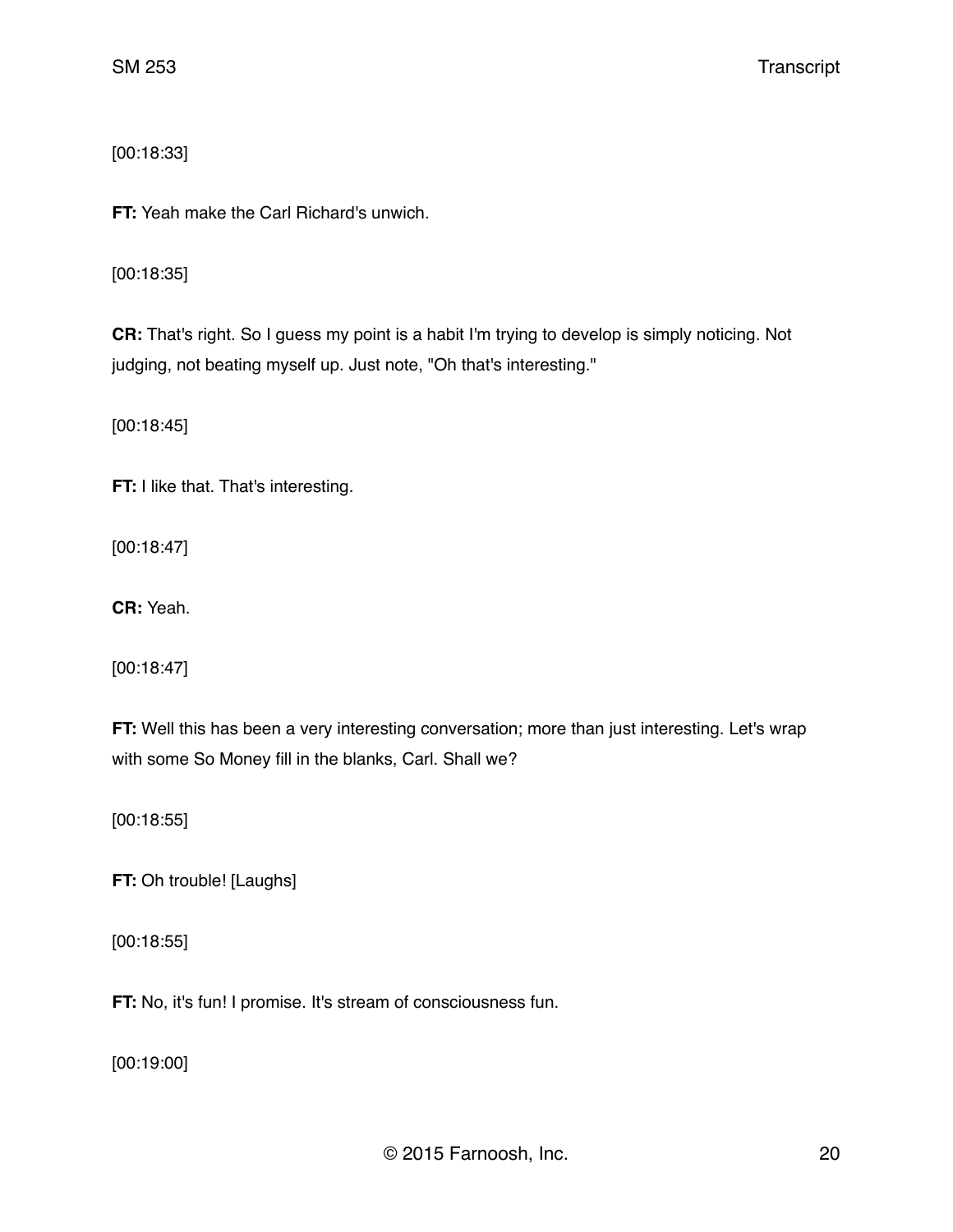[00:18:33]

**FT:** Yeah make the Carl Richard's unwich.

[00:18:35]

**CR:** That's right. So I guess my point is a habit I'm trying to develop is simply noticing. Not judging, not beating myself up. Just note, "Oh that's interesting."

[00:18:45]

**FT:** I like that. That's interesting.

[00:18:47]

**CR:** Yeah.

[00:18:47]

**FT:** Well this has been a very interesting conversation; more than just interesting. Let's wrap with some So Money fill in the blanks, Carl. Shall we?

[00:18:55]

**FT:** Oh trouble! [Laughs]

[00:18:55]

**FT:** No, it's fun! I promise. It's stream of consciousness fun.

[00:19:00]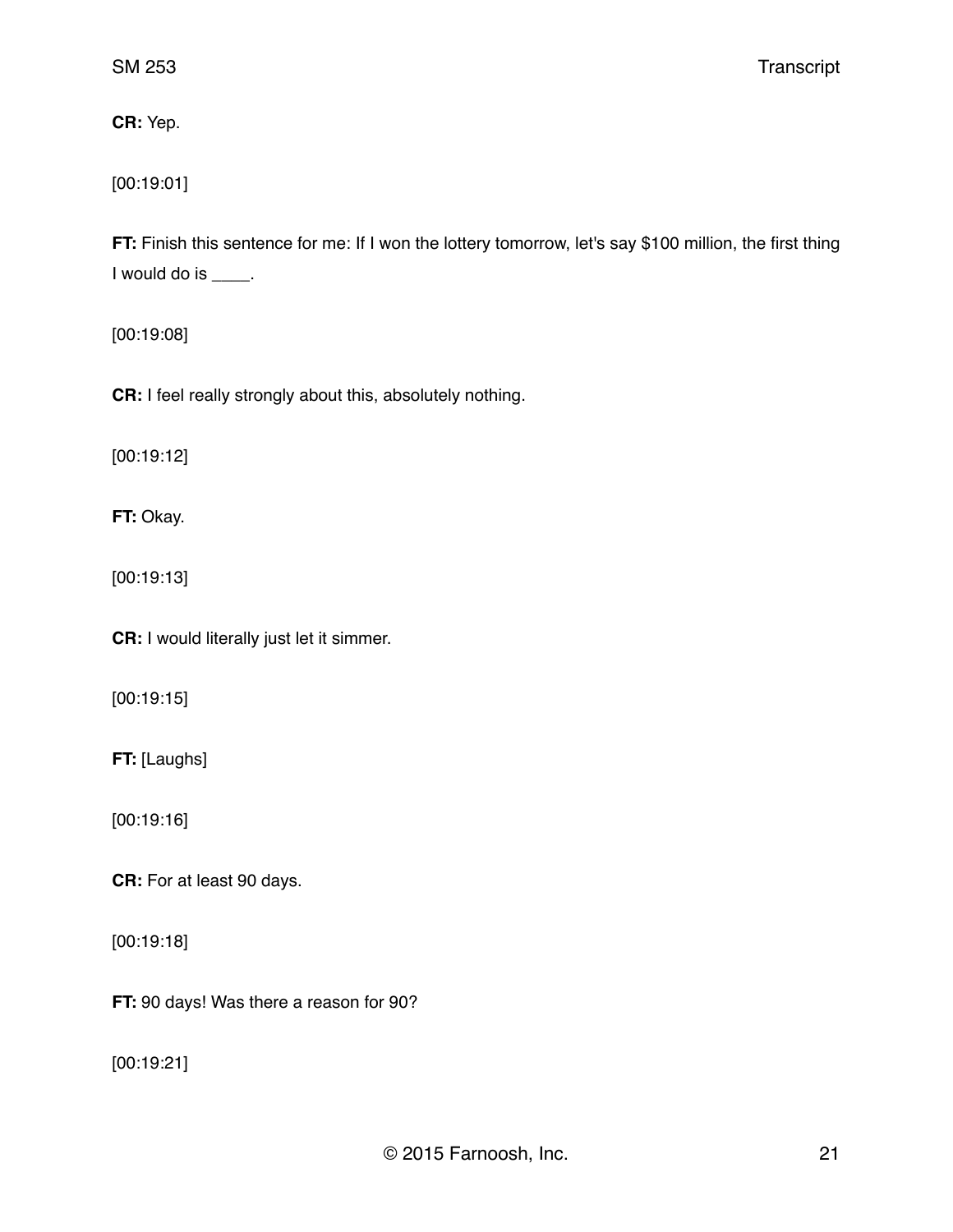**CR:** Yep.

[00:19:01]

**FT:** Finish this sentence for me: If I won the lottery tomorrow, let's say $100 million, the first thing I would do is ____.

[00:19:08]

**CR:** I feel really strongly about this, absolutely nothing.

[00:19:12]

**FT:** Okay.

[00:19:13]

**CR:** I would literally just let it simmer.

[00:19:15]

**FT:** [Laughs]

[00:19:16]

**CR:** For at least 90 days.

[00:19:18]

**FT:** 90 days! Was there a reason for 90?

[00:19:21]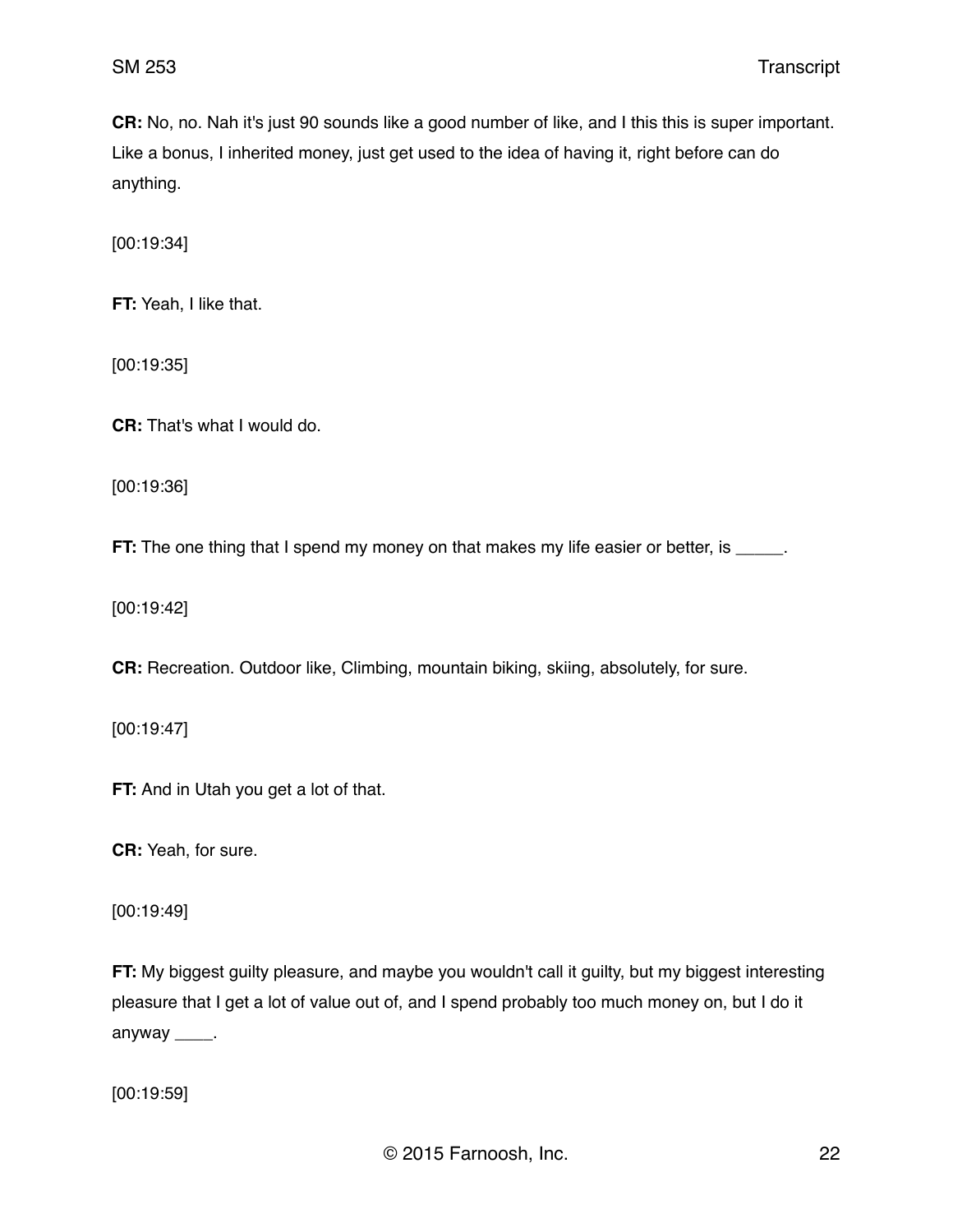**CR:** No, no. Nah it's just 90 sounds like a good number of like, and I this this is super important. Like a bonus, I inherited money, just get used to the idea of having it, right before can do anything.

[00:19:34]

**FT:** Yeah, I like that.

[00:19:35]

**CR:** That's what I would do.

[00:19:36]

**FT:** The one thing that I spend my money on that makes my life easier or better, is _____.

[00:19:42]

**CR:** Recreation. Outdoor like, Climbing, mountain biking, skiing, absolutely, for sure.

[00:19:47]

**FT:** And in Utah you get a lot of that.

**CR:** Yeah, for sure.

[00:19:49]

**FT:** My biggest guilty pleasure, and maybe you wouldn't call it guilty, but my biggest interesting pleasure that I get a lot of value out of, and I spend probably too much money on, but I do it anyway ____.

[00:19:59]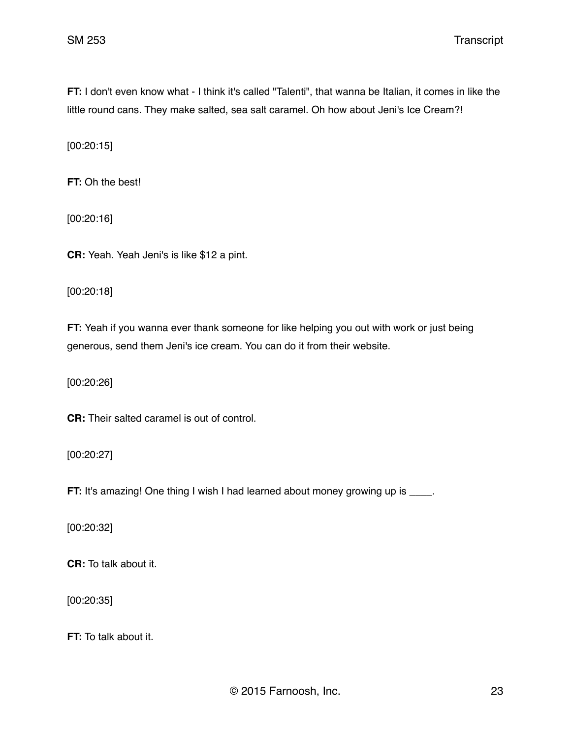**FT:** I don't even know what - I think it's called "Talenti", that wanna be Italian, it comes in like the little round cans. They make salted, sea salt caramel. Oh how about Jeni's Ice Cream?!

[00:20:15]

**FT:** Oh the best!

[00:20:16]

**CR:** Yeah. Yeah Jeni's is like $12 a pint.

[00:20:18]

**FT:** Yeah if you wanna ever thank someone for like helping you out with work or just being generous, send them Jeni's ice cream. You can do it from their website.

[00:20:26]

**CR:** Their salted caramel is out of control.

[00:20:27]

**FT:** It's amazing! One thing I wish I had learned about money growing up is ____.

[00:20:32]

**CR:** To talk about it.

[00:20:35]

**FT:** To talk about it.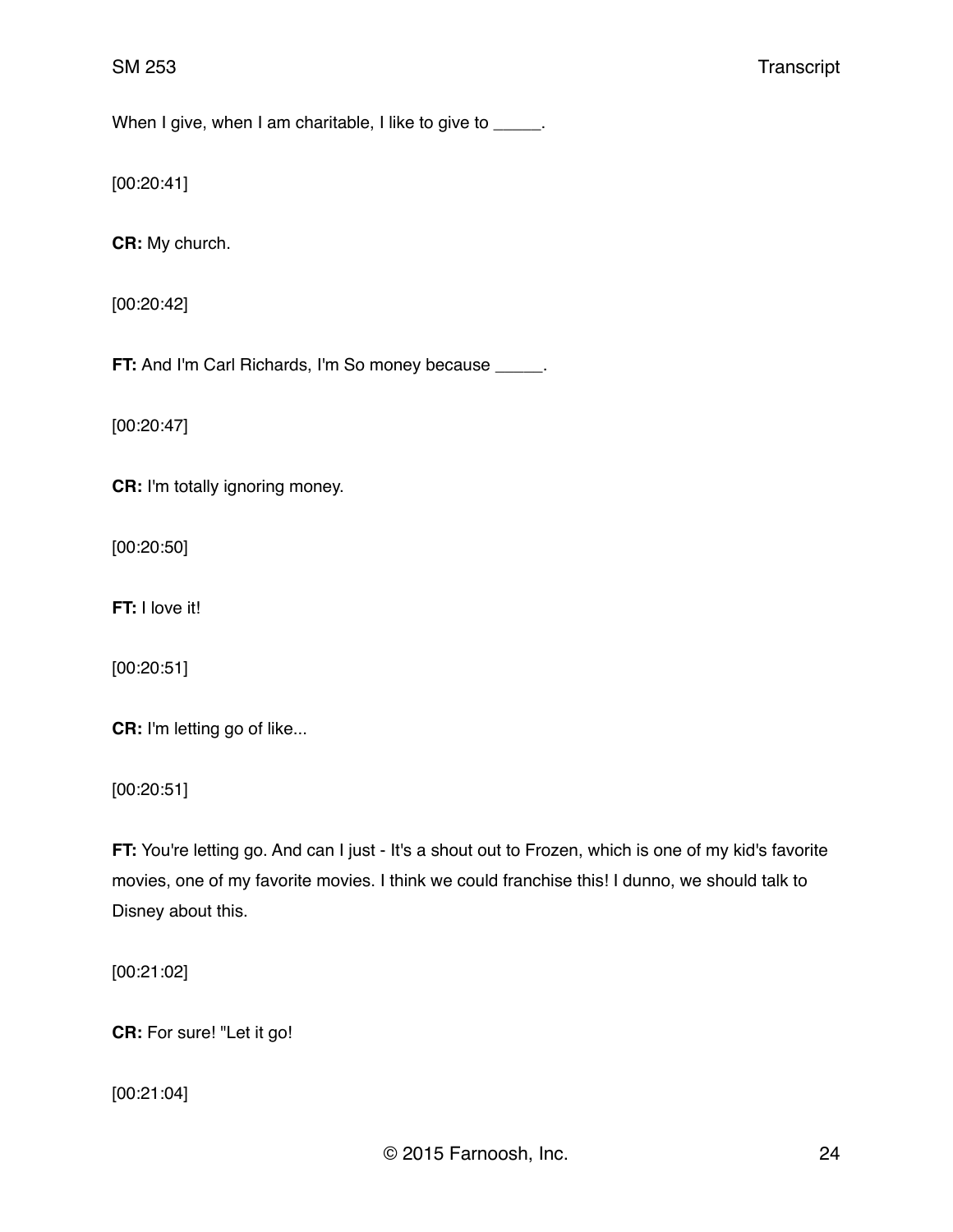When I give, when I am charitable, I like to give to _____.

[00:20:41]

**CR:** My church.

[00:20:42]

**FT:** And I'm Carl Richards, I'm So money because _____.

[00:20:47]

**CR:** I'm totally ignoring money.

[00:20:50]

**FT:** I love it!

[00:20:51]

**CR:** I'm letting go of like...

[00:20:51]

**FT:** You're letting go. And can I just - It's a shout out to Frozen, which is one of my kid's favorite movies, one of my favorite movies. I think we could franchise this! I dunno, we should talk to Disney about this.

[00:21:02]

**CR:** For sure! "Let it go!

[00:21:04]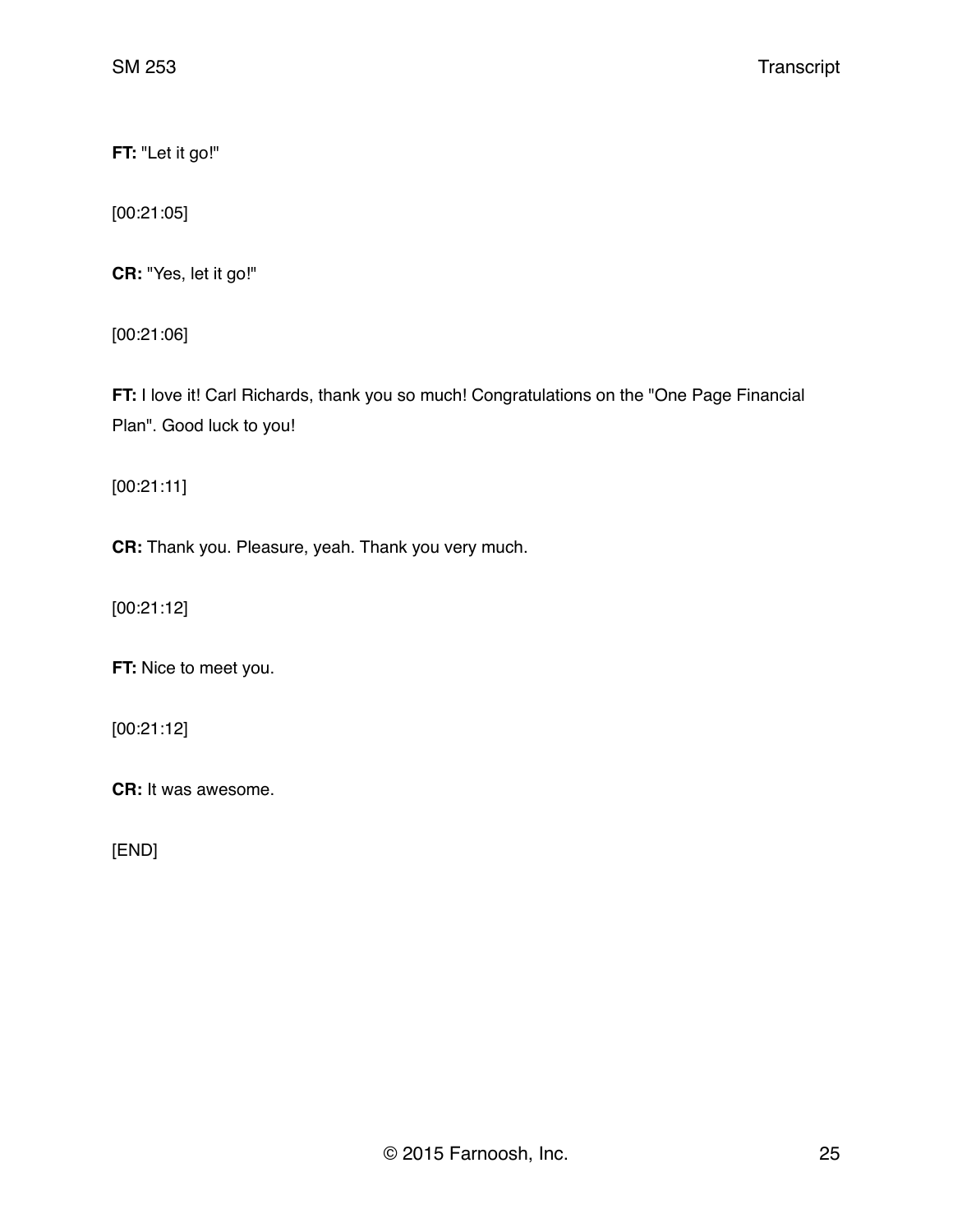**FT:** "Let it go!"

[00:21:05]

**CR:** "Yes, let it go!"

[00:21:06]

**FT:** I love it! Carl Richards, thank you so much! Congratulations on the "One Page Financial Plan". Good luck to you!

[00:21:11]

**CR:** Thank you. Pleasure, yeah. Thank you very much.

[00:21:12]

**FT:** Nice to meet you.

[00:21:12]

**CR:** It was awesome.

[END]